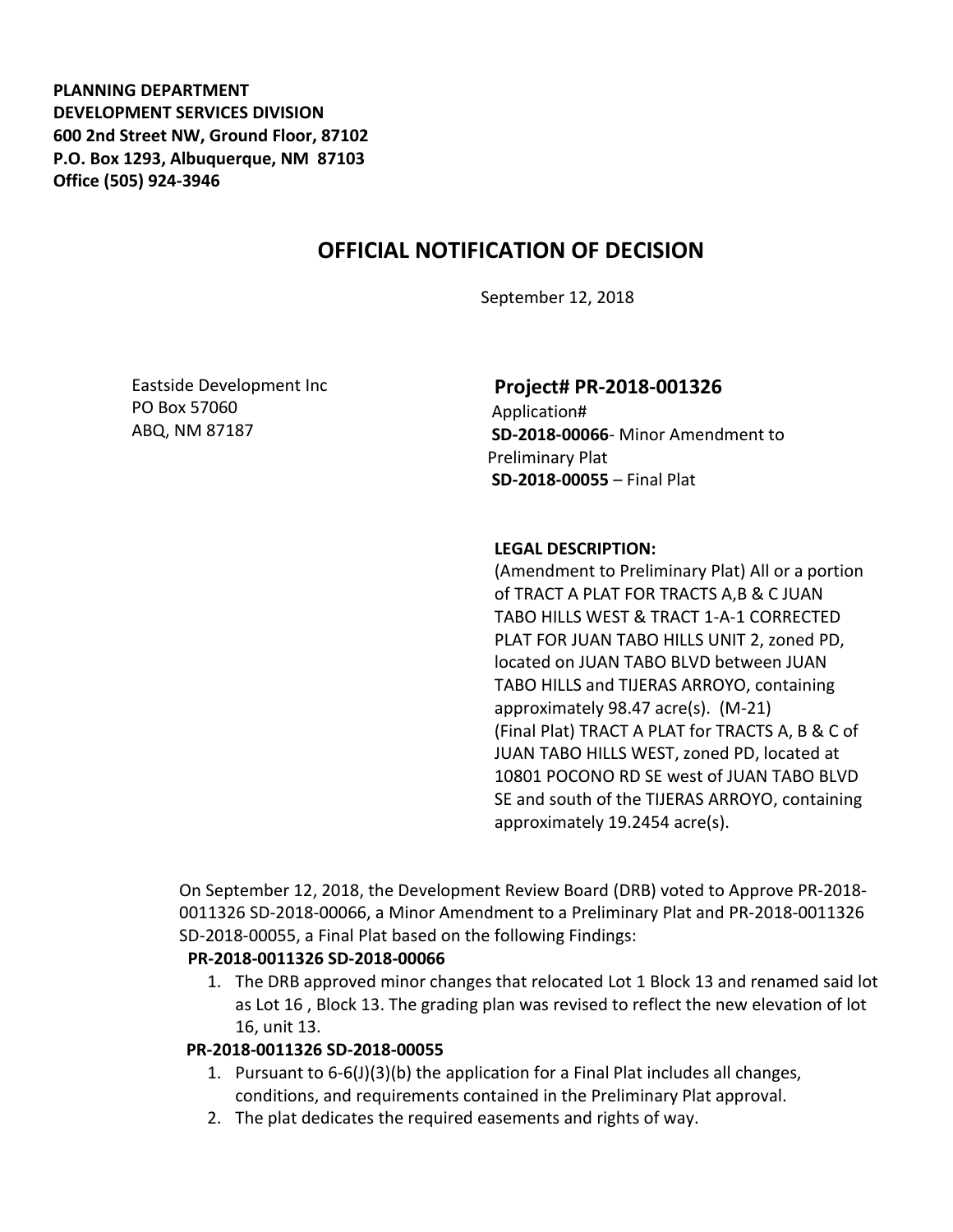**PLANNING DEPARTMENT**
**DEVELOPMENT SERVICES DIVISION**
**600 2nd Street NW, Ground Floor, 87102**
**P.O. Box 1293, Albuquerque, NM 87103**
**Office (505) 924-3946**

# OFFICIAL NOTIFICATION OF DECISION

September 12, 2018

Eastside Development Inc
PO Box 57060
ABQ, NM 87187

**Project# PR-2018-001326**
Application#
**SD-2018-00066**- Minor Amendment to Preliminary Plat
**SD-2018-00055** – Final Plat

**LEGAL DESCRIPTION:**
(Amendment to Preliminary Plat) All or a portion of TRACT A PLAT FOR TRACTS A,B & C JUAN TABO HILLS WEST & TRACT 1-A-1 CORRECTED PLAT FOR JUAN TABO HILLS UNIT 2, zoned PD, located on JUAN TABO BLVD between JUAN TABO HILLS and TIJERAS ARROYO, containing approximately 98.47 acre(s). (M-21)
(Final Plat) TRACT A PLAT for TRACTS A, B & C of JUAN TABO HILLS WEST, zoned PD, located at 10801 POCONO RD SE west of JUAN TABO BLVD SE and south of the TIJERAS ARROYO, containing approximately 19.2454 acre(s).

On September 12, 2018, the Development Review Board (DRB) voted to Approve PR-2018-0011326 SD-2018-00066, a Minor Amendment to a Preliminary Plat and PR-2018-0011326 SD-2018-00055, a Final Plat based on the following Findings:

**PR-2018-0011326 SD-2018-00066**

1. The DRB approved minor changes that relocated Lot 1 Block 13 and renamed said lot as Lot 16 , Block 13. The grading plan was revised to reflect the new elevation of lot 16, unit 13.

**PR-2018-0011326 SD-2018-00055**

1. Pursuant to 6-6(J)(3)(b) the application for a Final Plat includes all changes, conditions, and requirements contained in the Preliminary Plat approval.
2. The plat dedicates the required easements and rights of way.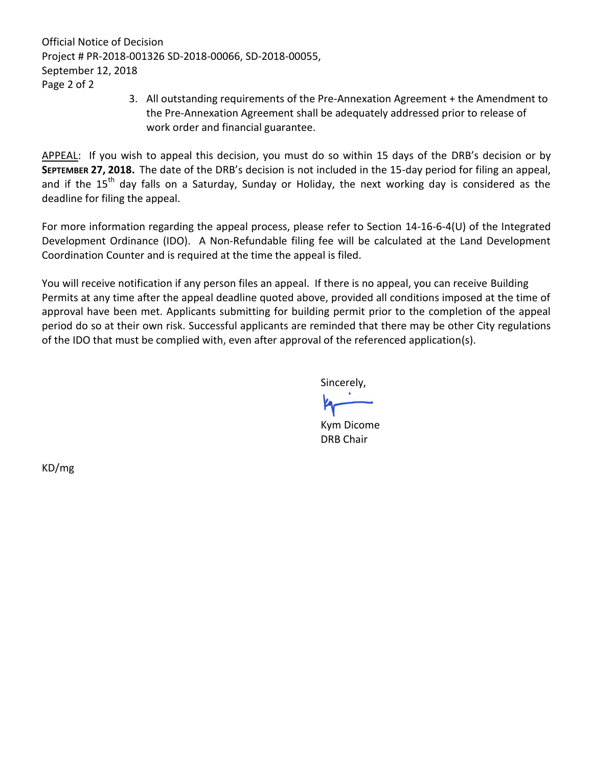3. All outstanding requirements of the Pre-Annexation Agreement + the Amendment to the Pre-Annexation Agreement shall be adequately addressed prior to release of work order and financial guarantee.

APPEAL: If you wish to appeal this decision, you must do so within 15 days of the DRB's decision or by **SEPTEMBER 27, 2018.** The date of the DRB's decision is not included in the 15-day period for filing an appeal, and if the 15th day falls on a Saturday, Sunday or Holiday, the next working day is considered as the deadline for filing the appeal.

For more information regarding the appeal process, please refer to Section 14-16-6-4(U) of the Integrated Development Ordinance (IDO). A Non-Refundable filing fee will be calculated at the Land Development Coordination Counter and is required at the time the appeal is filed.

You will receive notification if any person files an appeal. If there is no appeal, you can receive Building Permits at any time after the appeal deadline quoted above, provided all conditions imposed at the time of approval have been met. Applicants submitting for building permit prior to the completion of the appeal period do so at their own risk. Successful applicants are reminded that there may be other City regulations of the IDO that must be complied with, even after approval of the referenced application(s).

Sincerely,

Kym Dicome
DRB Chair

KD/mg